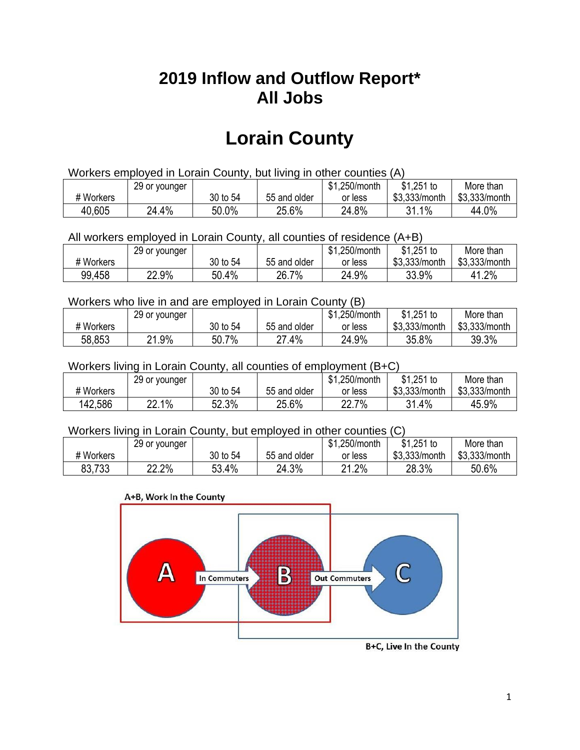# 2019 Inflow and Outflow Report*
# All Jobs

# Lorain County

Workers employed in Lorain County, but living in other counties (A)

| # Workers | 29 or younger | 30 to 54 | 55 and older | $1,250/month or less | $1,251 to $3,333/month | More than $3,333/month |
|---|---|---|---|---|---|---|
| 40,605 | 24.4% | 50.0% | 25.6% | 24.8% | 31.1% | 44.0% |

All workers employed in Lorain County, all counties of residence (A+B)

| # Workers | 29 or younger | 30 to 54 | 55 and older | $1,250/month or less | $1,251 to $3,333/month | More than $3,333/month |
|---|---|---|---|---|---|---|
| 99,458 | 22.9% | 50.4% | 26.7% | 24.9% | 33.9% | 41.2% |

Workers who live in and are employed in Lorain County (B)

| # Workers | 29 or younger | 30 to 54 | 55 and older | $1,250/month or less | $1,251 to $3,333/month | More than $3,333/month |
|---|---|---|---|---|---|---|
| 58,853 | 21.9% | 50.7% | 27.4% | 24.9% | 35.8% | 39.3% |

Workers living in Lorain County, all counties of employment (B+C)

| # Workers | 29 or younger | 30 to 54 | 55 and older | $1,250/month or less | $1,251 to $3,333/month | More than $3,333/month |
|---|---|---|---|---|---|---|
| 142,586 | 22.1% | 52.3% | 25.6% | 22.7% | 31.4% | 45.9% |

Workers living in Lorain County, but employed in other counties (C)

| # Workers | 29 or younger | 30 to 54 | 55 and older | $1,250/month or less | $1,251 to $3,333/month | More than $3,333/month |
|---|---|---|---|---|---|---|
| 83,733 | 22.2% | 53.4% | 24.3% | 21.2% | 28.3% | 50.6% |

A+B, Work In the County

A

In Commuters

B

Out Commuters

C

B+C, Live In the County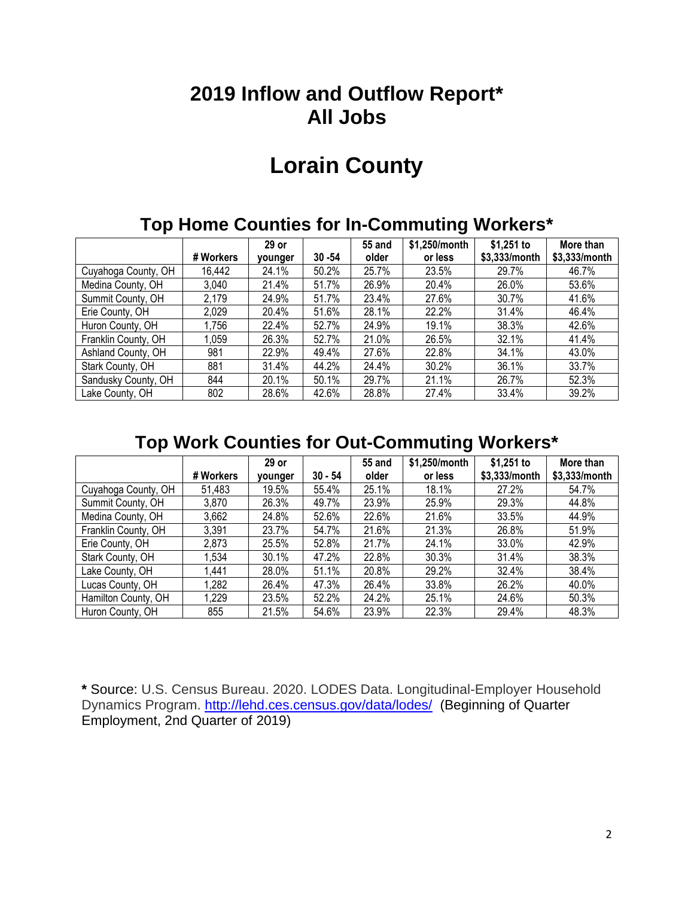# 2019 Inflow and Outflow Report*
# All Jobs

# Lorain County

## Top Home Counties for In-Commuting Workers*

| | # Workers | 29 or younger | 30 -54 | 55 and older | $1,250/month or less | $1,251 to $3,333/month | More than $3,333/month |
|---|---|---|---|---|---|---|---|
| Cuyahoga County, OH | 16,442 | 24.1% | 50.2% | 25.7% | 23.5% | 29.7% | 46.7% |
| Medina County, OH | 3,040 | 21.4% | 51.7% | 26.9% | 20.4% | 26.0% | 53.6% |
| Summit County, OH | 2,179 | 24.9% | 51.7% | 23.4% | 27.6% | 30.7% | 41.6% |
| Erie County, OH | 2,029 | 20.4% | 51.6% | 28.1% | 22.2% | 31.4% | 46.4% |
| Huron County, OH | 1,756 | 22.4% | 52.7% | 24.9% | 19.1% | 38.3% | 42.6% |
| Franklin County, OH | 1,059 | 26.3% | 52.7% | 21.0% | 26.5% | 32.1% | 41.4% |
| Ashland County, OH | 981 | 22.9% | 49.4% | 27.6% | 22.8% | 34.1% | 43.0% |
| Stark County, OH | 881 | 31.4% | 44.2% | 24.4% | 30.2% | 36.1% | 33.7% |
| Sandusky County, OH | 844 | 20.1% | 50.1% | 29.7% | 21.1% | 26.7% | 52.3% |
| Lake County, OH | 802 | 28.6% | 42.6% | 28.8% | 27.4% | 33.4% | 39.2% |

## Top Work Counties for Out-Commuting Workers*

| | # Workers | 29 or younger | 30 - 54 | 55 and older | $1,250/month or less | $1,251 to $3,333/month | More than $3,333/month |
|---|---|---|---|---|---|---|---|
| Cuyahoga County, OH | 51,483 | 19.5% | 55.4% | 25.1% | 18.1% | 27.2% | 54.7% |
| Summit County, OH | 3,870 | 26.3% | 49.7% | 23.9% | 25.9% | 29.3% | 44.8% |
| Medina County, OH | 3,662 | 24.8% | 52.6% | 22.6% | 21.6% | 33.5% | 44.9% |
| Franklin County, OH | 3,391 | 23.7% | 54.7% | 21.6% | 21.3% | 26.8% | 51.9% |
| Erie County, OH | 2,873 | 25.5% | 52.8% | 21.7% | 24.1% | 33.0% | 42.9% |
| Stark County, OH | 1,534 | 30.1% | 47.2% | 22.8% | 30.3% | 31.4% | 38.3% |
| Lake County, OH | 1,441 | 28.0% | 51.1% | 20.8% | 29.2% | 32.4% | 38.4% |
| Lucas County, OH | 1,282 | 26.4% | 47.3% | 26.4% | 33.8% | 26.2% | 40.0% |
| Hamilton County, OH | 1,229 | 23.5% | 52.2% | 24.2% | 25.1% | 24.6% | 50.3% |
| Huron County, OH | 855 | 21.5% | 54.6% | 23.9% | 22.3% | 29.4% | 48.3% |

**\*** Source: U.S. Census Bureau. 2020. LODES Data. Longitudinal-Employer Household Dynamics Program. http://lehd.ces.census.gov/data/lodes/ (Beginning of Quarter Employment, 2nd Quarter of 2019)